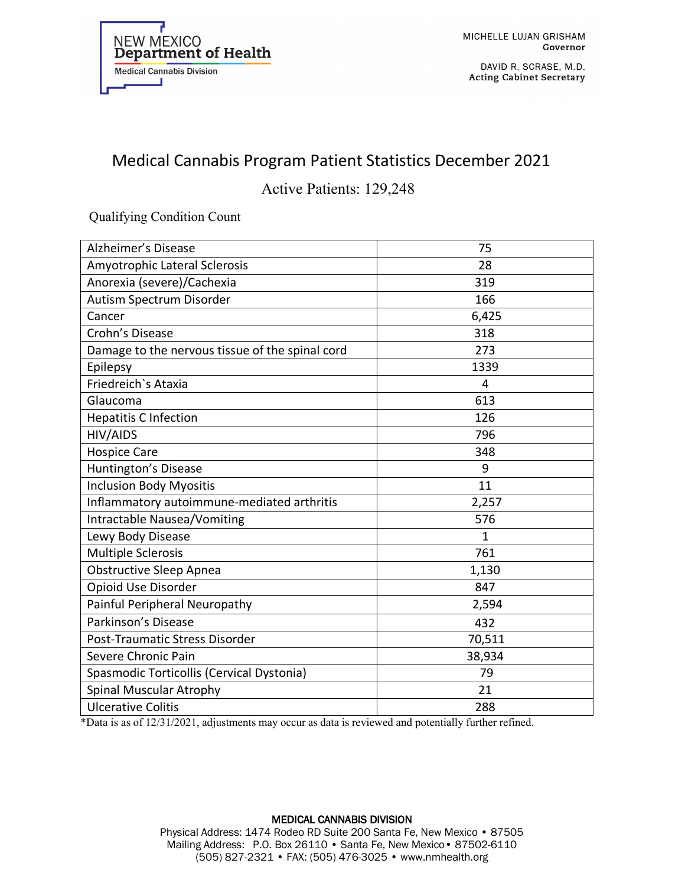NEW MEXICO
**Department of Health**
Medical Cannabis Division

MICHELLE LUJAN GRISHAM
**Governor**

DAVID R. SCRASE, M.D.
**Acting Cabinet Secretary**

# Medical Cannabis Program Patient Statistics December 2021

## Active Patients: 129,248

Qualifying Condition Count

| Condition | Count |
|---|---|
| Alzheimer's Disease | 75 |
| Amyotrophic Lateral Sclerosis | 28 |
| Anorexia (severe)/Cachexia | 319 |
| Autism Spectrum Disorder | 166 |
| Cancer | 6,425 |
| Crohn's Disease | 318 |
| Damage to the nervous tissue of the spinal cord | 273 |
| Epilepsy | 1339 |
| Friedreich`s Ataxia | 4 |
| Glaucoma | 613 |
| Hepatitis C Infection | 126 |
| HIV/AIDS | 796 |
| Hospice Care | 348 |
| Huntington's Disease | 9 |
| Inclusion Body Myositis | 11 |
| Inflammatory autoimmune-mediated arthritis | 2,257 |
| Intractable Nausea/Vomiting | 576 |
| Lewy Body Disease | 1 |
| Multiple Sclerosis | 761 |
| Obstructive Sleep Apnea | 1,130 |
| Opioid Use Disorder | 847 |
| Painful Peripheral Neuropathy | 2,594 |
| Parkinson's Disease | 432 |
| Post-Traumatic Stress Disorder | 70,511 |
| Severe Chronic Pain | 38,934 |
| Spasmodic Torticollis (Cervical Dystonia) | 79 |
| Spinal Muscular Atrophy | 21 |
| Ulcerative Colitis | 288 |

*Data is as of 12/31/2021, adjustments may occur as data is reviewed and potentially further refined.

MEDICAL CANNABIS DIVISION
Physical Address: 1474 Rodeo RD Suite 200 Santa Fe, New Mexico • 87505
Mailing Address: P.O. Box 26110 • Santa Fe, New Mexico • 87502-6110
(505) 827-2321 • FAX: (505) 476-3025 • www.nmhealth.org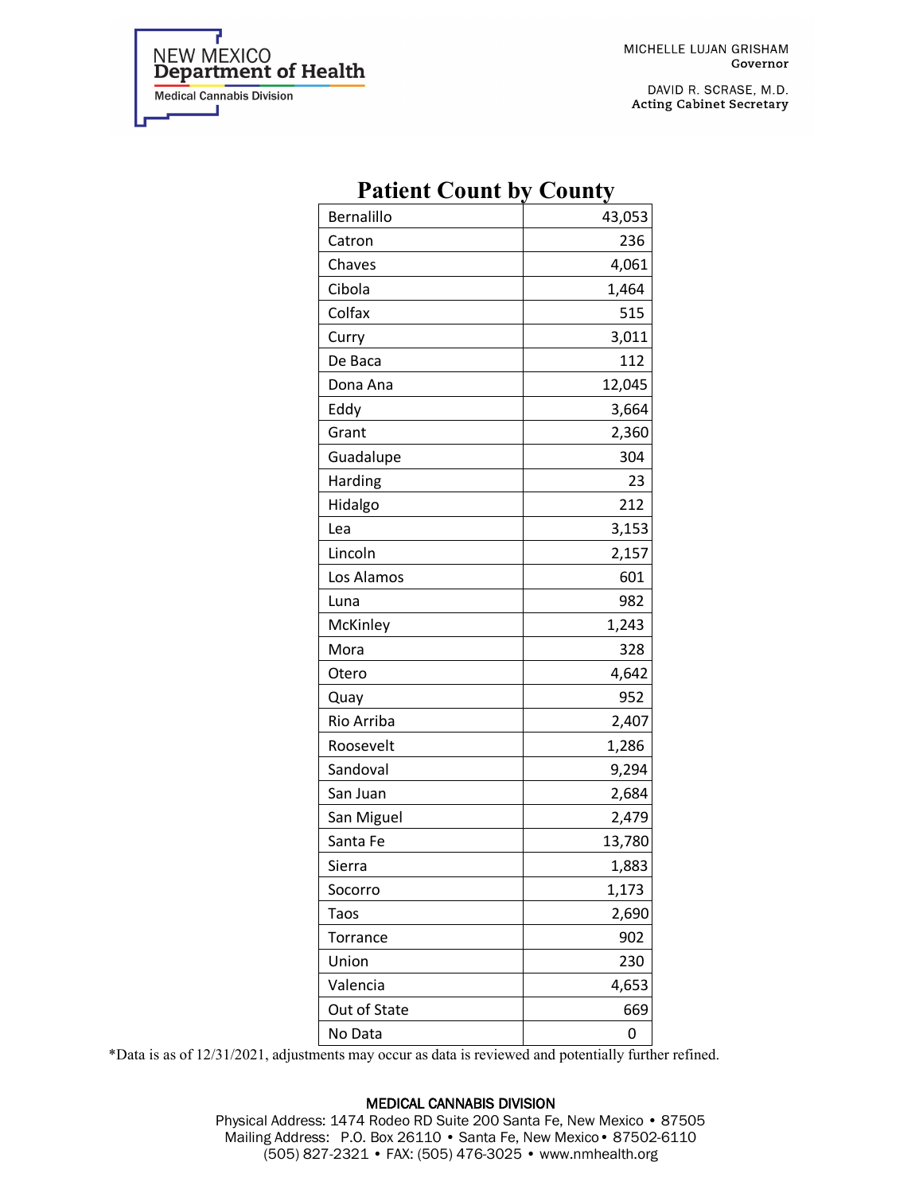NEW MEXICO
**Department of Health**
Medical Cannabis Division

MICHELLE LUJAN GRISHAM
**Governor**

DAVID R. SCRASE, M.D.
**Acting Cabinet Secretary**

## Patient Count by County

| | |
|---|---:|
| Bernalillo | 43,053 |
| Catron | 236 |
| Chaves | 4,061 |
| Cibola | 1,464 |
| Colfax | 515 |
| Curry | 3,011 |
| De Baca | 112 |
| Dona Ana | 12,045 |
| Eddy | 3,664 |
| Grant | 2,360 |
| Guadalupe | 304 |
| Harding | 23 |
| Hidalgo | 212 |
| Lea | 3,153 |
| Lincoln | 2,157 |
| Los Alamos | 601 |
| Luna | 982 |
| McKinley | 1,243 |
| Mora | 328 |
| Otero | 4,642 |
| Quay | 952 |
| Rio Arriba | 2,407 |
| Roosevelt | 1,286 |
| Sandoval | 9,294 |
| San Juan | 2,684 |
| San Miguel | 2,479 |
| Santa Fe | 13,780 |
| Sierra | 1,883 |
| Socorro | 1,173 |
| Taos | 2,690 |
| Torrance | 902 |
| Union | 230 |
| Valencia | 4,653 |
| Out of State | 669 |
| No Data | 0 |

*Data is as of 12/31/2021, adjustments may occur as data is reviewed and potentially further refined.

MEDICAL CANNABIS DIVISION
Physical Address: 1474 Rodeo RD Suite 200 Santa Fe, New Mexico • 87505
Mailing Address: P.O. Box 26110 • Santa Fe, New Mexico • 87502-6110
(505) 827-2321 • FAX: (505) 476-3025 • www.nmhealth.org